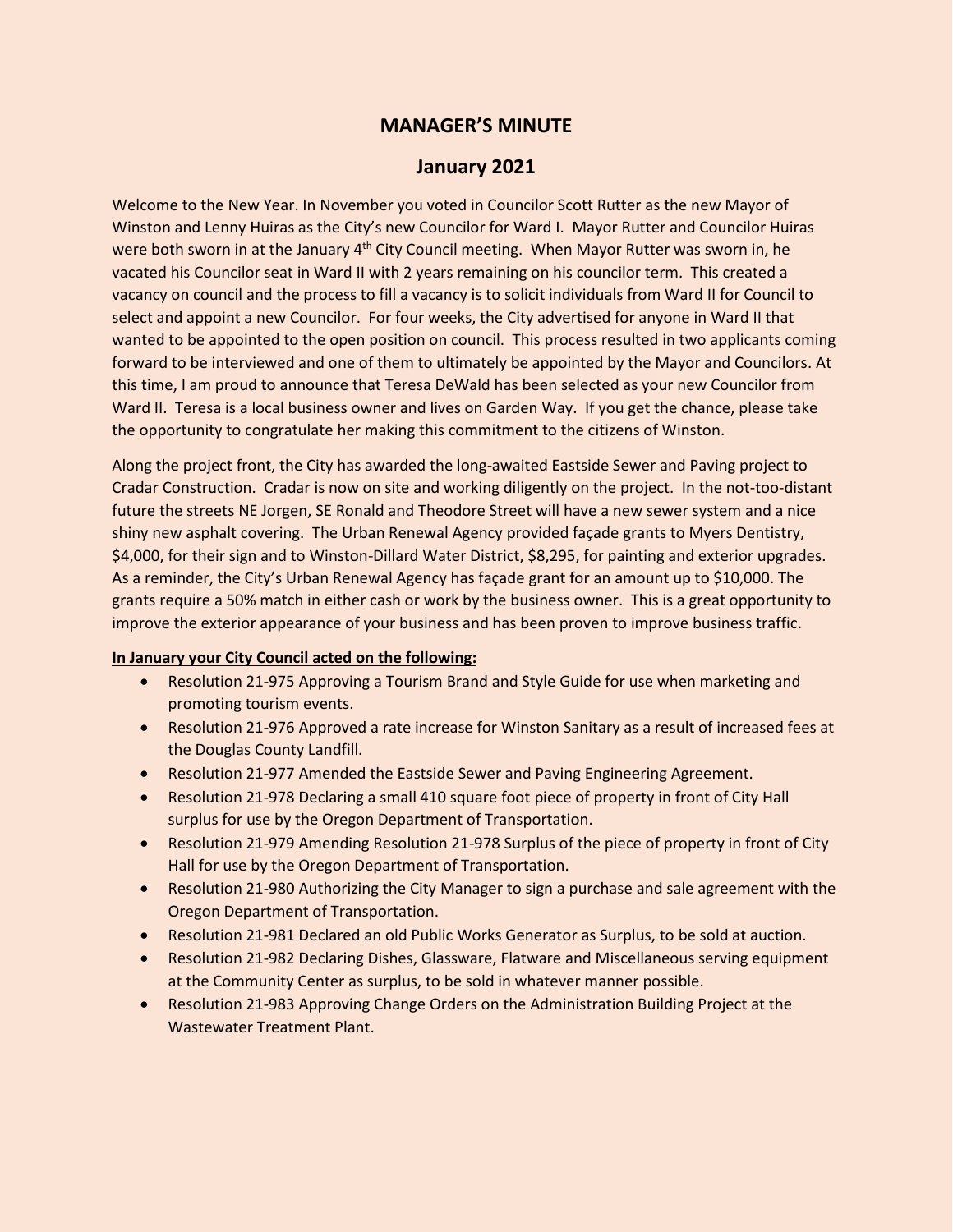# MANAGER'S MINUTE

## January 2021

Welcome to the New Year. In November you voted in Councilor Scott Rutter as the new Mayor of Winston and Lenny Huiras as the City's new Councilor for Ward I. Mayor Rutter and Councilor Huiras were both sworn in at the January 4th City Council meeting. When Mayor Rutter was sworn in, he vacated his Councilor seat in Ward II with 2 years remaining on his councilor term. This created a vacancy on council and the process to fill a vacancy is to solicit individuals from Ward II for Council to select and appoint a new Councilor. For four weeks, the City advertised for anyone in Ward II that wanted to be appointed to the open position on council. This process resulted in two applicants coming forward to be interviewed and one of them to ultimately be appointed by the Mayor and Councilors. At this time, I am proud to announce that Teresa DeWald has been selected as your new Councilor from Ward II. Teresa is a local business owner and lives on Garden Way. If you get the chance, please take the opportunity to congratulate her making this commitment to the citizens of Winston.

Along the project front, the City has awarded the long-awaited Eastside Sewer and Paving project to Cradar Construction. Cradar is now on site and working diligently on the project. In the not-too-distant future the streets NE Jorgen, SE Ronald and Theodore Street will have a new sewer system and a nice shiny new asphalt covering. The Urban Renewal Agency provided façade grants to Myers Dentistry, $4,000, for their sign and to Winston-Dillard Water District, $8,295, for painting and exterior upgrades. As a reminder, the City's Urban Renewal Agency has façade grant for an amount up to $10,000. The grants require a 50% match in either cash or work by the business owner. This is a great opportunity to improve the exterior appearance of your business and has been proven to improve business traffic.

**In January your City Council acted on the following:**

- Resolution 21-975 Approving a Tourism Brand and Style Guide for use when marketing and promoting tourism events.
- Resolution 21-976 Approved a rate increase for Winston Sanitary as a result of increased fees at the Douglas County Landfill.
- Resolution 21-977 Amended the Eastside Sewer and Paving Engineering Agreement.
- Resolution 21-978 Declaring a small 410 square foot piece of property in front of City Hall surplus for use by the Oregon Department of Transportation.
- Resolution 21-979 Amending Resolution 21-978 Surplus of the piece of property in front of City Hall for use by the Oregon Department of Transportation.
- Resolution 21-980 Authorizing the City Manager to sign a purchase and sale agreement with the Oregon Department of Transportation.
- Resolution 21-981 Declared an old Public Works Generator as Surplus, to be sold at auction.
- Resolution 21-982 Declaring Dishes, Glassware, Flatware and Miscellaneous serving equipment at the Community Center as surplus, to be sold in whatever manner possible.
- Resolution 21-983 Approving Change Orders on the Administration Building Project at the Wastewater Treatment Plant.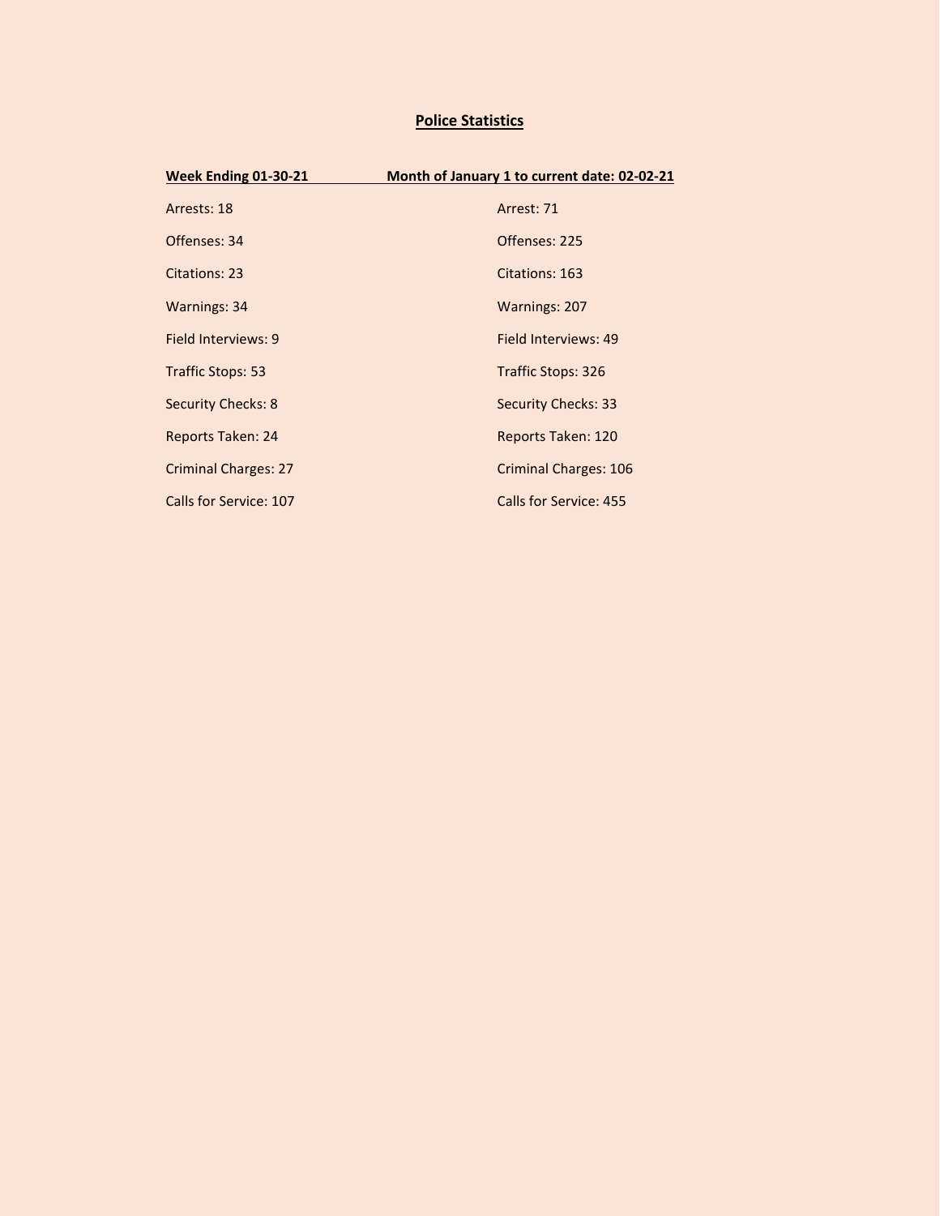## Police Statistics

| Week Ending 01-30-21 | Month of January 1 to current date: 02-02-21 |
| --- | --- |
| Arrests: 18 | Arrest: 71 |
| Offenses: 34 | Offenses: 225 |
| Citations: 23 | Citations: 163 |
| Warnings: 34 | Warnings: 207 |
| Field Interviews: 9 | Field Interviews: 49 |
| Traffic Stops: 53 | Traffic Stops: 326 |
| Security Checks: 8 | Security Checks: 33 |
| Reports Taken: 24 | Reports Taken: 120 |
| Criminal Charges: 27 | Criminal Charges: 106 |
| Calls for Service: 107 | Calls for Service: 455 |